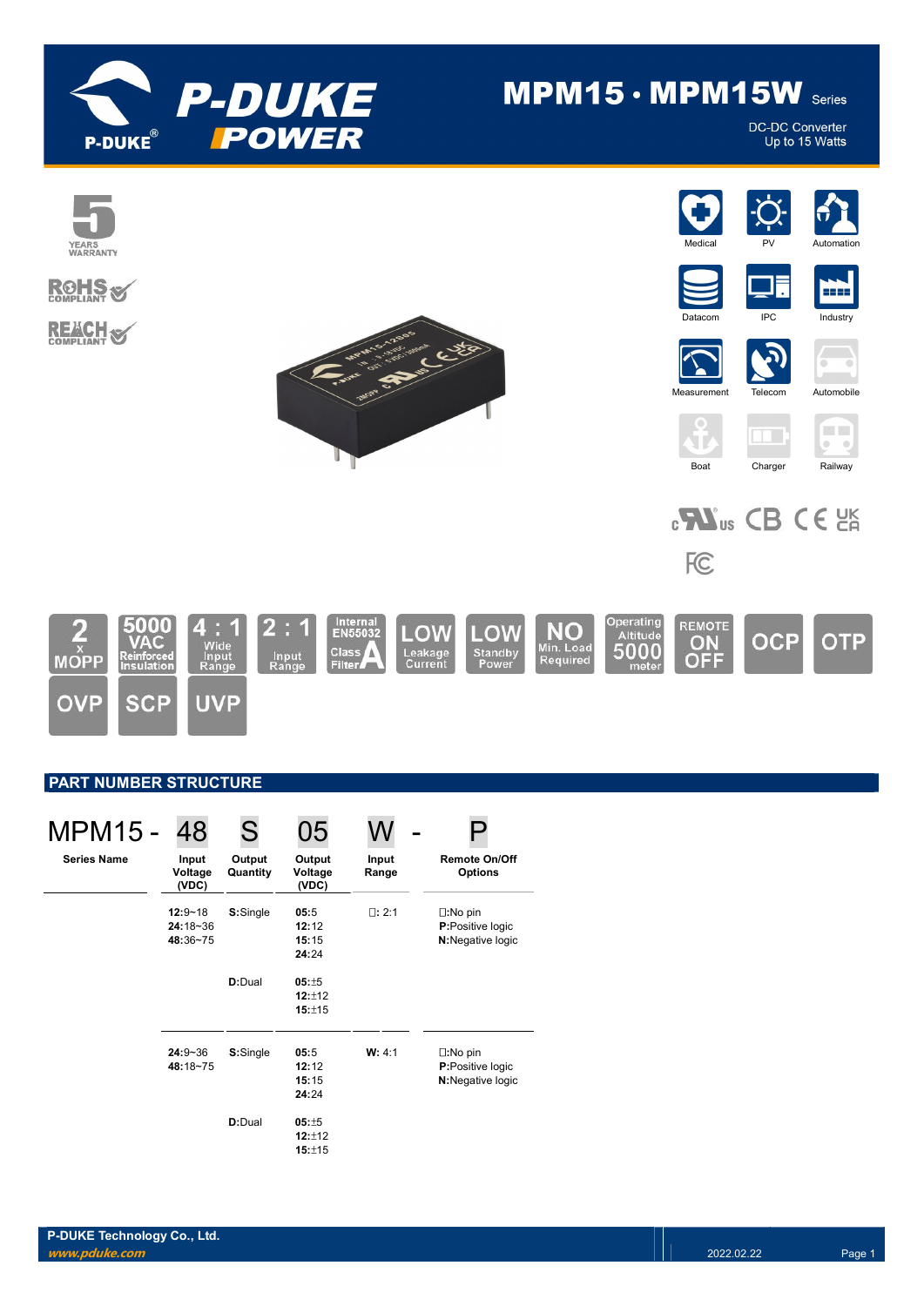# MPM15 · MPM15W Series

DC-DC Converter
Up to 15 Watts

5 YEARS WARRANTY

RoHS COMPLIANT

REACH COMPLIANT

Medical | PV | Automation | Datacom | IPC | Industry | Measurement | Telecom | Automobile | Boat | Charger | Railway

2 x MOPP | 5000 VAC Reinforced Insulation | 4 : 1 Wide Input Range | 2 : 1 Input Range | Internal EN55032 Class A Filter | LOW Leakage Current | LOW Standby Power | NO Min. Load Required | Operating Altitude 5000 meter | REMOTE ON OFF | OCP | OTP | OVP | SCP | UVP

## PART NUMBER STRUCTURE

MPM15 - 48 S 05 W - P

| Series Name | Input Voltage (VDC) | Output Quantity | Output Voltage (VDC) | Input Range | Remote On/Off Options |
|---|---|---|---|---|---|
| | **12:**9~18<br>**24:**18~36<br>**48:**36~75 | **S:**Single | **05:**5<br>**12:**12<br>**15:**15<br>**24:**24 | □: 2:1 | □:No pin<br>**P:**Positive logic<br>**N:**Negative logic |
| | | **D:**Dual | **05:**±5<br>**12:**±12<br>**15:**±15 | | |
| | **24:**9~36<br>**48:**18~75 | **S:**Single | **05:**5<br>**12:**12<br>**15:**15<br>**24:**24 | **W:** 4:1 | □:No pin<br>**P:**Positive logic<br>**N:**Negative logic |
| | | **D:**Dual | **05:**±5<br>**12:**±12<br>**15:**±15 | | |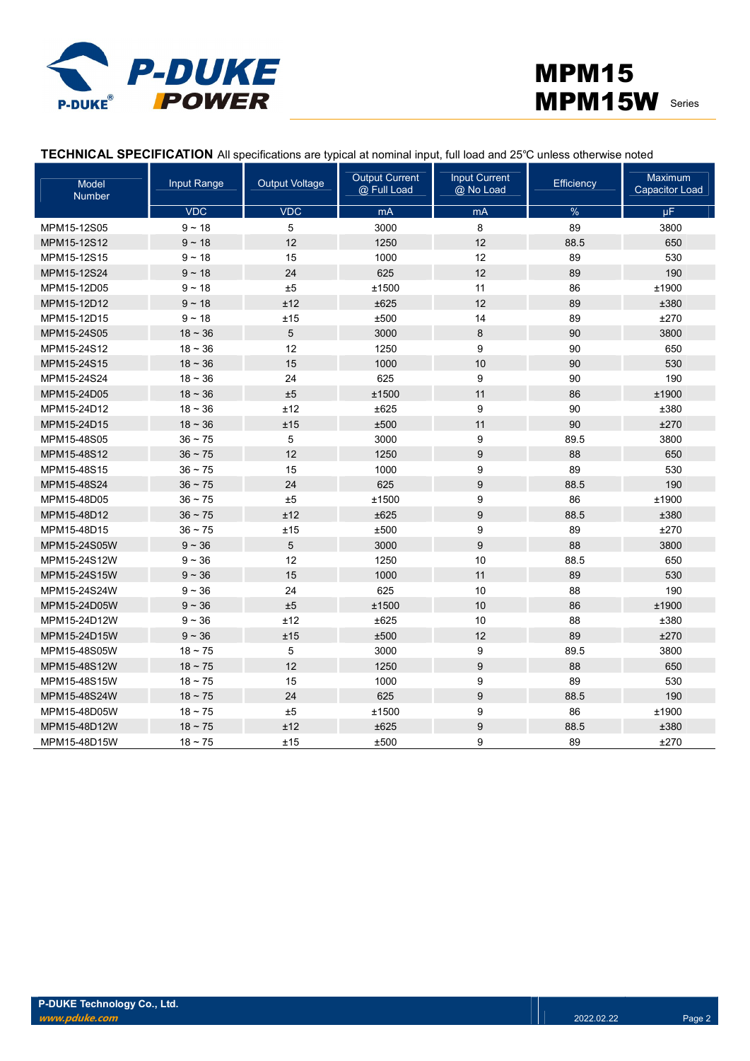## TECHNICAL SPECIFICATION

All specifications are typical at nominal input, full load and 25℃ unless otherwise noted

| Model Number | Input Range | Output Voltage | Output Current @ Full Load | Input Current @ No Load | Efficiency | Maximum Capacitor Load |
|---|---|---|---|---|---|---|
| | VDC | VDC | mA | mA | % | μF |
| MPM15-12S05 | 9 ~ 18 | 5 | 3000 | 8 | 89 | 3800 |
| MPM15-12S12 | 9 ~ 18 | 12 | 1250 | 12 | 88.5 | 650 |
| MPM15-12S15 | 9 ~ 18 | 15 | 1000 | 12 | 89 | 530 |
| MPM15-12S24 | 9 ~ 18 | 24 | 625 | 12 | 89 | 190 |
| MPM15-12D05 | 9 ~ 18 | ±5 | ±1500 | 11 | 86 | ±1900 |
| MPM15-12D12 | 9 ~ 18 | ±12 | ±625 | 12 | 89 | ±380 |
| MPM15-12D15 | 9 ~ 18 | ±15 | ±500 | 14 | 89 | ±270 |
| MPM15-24S05 | 18 ~ 36 | 5 | 3000 | 8 | 90 | 3800 |
| MPM15-24S12 | 18 ~ 36 | 12 | 1250 | 9 | 90 | 650 |
| MPM15-24S15 | 18 ~ 36 | 15 | 1000 | 10 | 90 | 530 |
| MPM15-24S24 | 18 ~ 36 | 24 | 625 | 9 | 90 | 190 |
| MPM15-24D05 | 18 ~ 36 | ±5 | ±1500 | 11 | 86 | ±1900 |
| MPM15-24D12 | 18 ~ 36 | ±12 | ±625 | 9 | 90 | ±380 |
| MPM15-24D15 | 18 ~ 36 | ±15 | ±500 | 11 | 90 | ±270 |
| MPM15-48S05 | 36 ~ 75 | 5 | 3000 | 9 | 89.5 | 3800 |
| MPM15-48S12 | 36 ~ 75 | 12 | 1250 | 9 | 88 | 650 |
| MPM15-48S15 | 36 ~ 75 | 15 | 1000 | 9 | 89 | 530 |
| MPM15-48S24 | 36 ~ 75 | 24 | 625 | 9 | 88.5 | 190 |
| MPM15-48D05 | 36 ~ 75 | ±5 | ±1500 | 9 | 86 | ±1900 |
| MPM15-48D12 | 36 ~ 75 | ±12 | ±625 | 9 | 88.5 | ±380 |
| MPM15-48D15 | 36 ~ 75 | ±15 | ±500 | 9 | 89 | ±270 |
| MPM15-24S05W | 9 ~ 36 | 5 | 3000 | 9 | 88 | 3800 |
| MPM15-24S12W | 9 ~ 36 | 12 | 1250 | 10 | 88.5 | 650 |
| MPM15-24S15W | 9 ~ 36 | 15 | 1000 | 11 | 89 | 530 |
| MPM15-24S24W | 9 ~ 36 | 24 | 625 | 10 | 88 | 190 |
| MPM15-24D05W | 9 ~ 36 | ±5 | ±1500 | 10 | 86 | ±1900 |
| MPM15-24D12W | 9 ~ 36 | ±12 | ±625 | 10 | 88 | ±380 |
| MPM15-24D15W | 9 ~ 36 | ±15 | ±500 | 12 | 89 | ±270 |
| MPM15-48S05W | 18 ~ 75 | 5 | 3000 | 9 | 89.5 | 3800 |
| MPM15-48S12W | 18 ~ 75 | 12 | 1250 | 9 | 88 | 650 |
| MPM15-48S15W | 18 ~ 75 | 15 | 1000 | 9 | 89 | 530 |
| MPM15-48S24W | 18 ~ 75 | 24 | 625 | 9 | 88.5 | 190 |
| MPM15-48D05W | 18 ~ 75 | ±5 | ±1500 | 9 | 86 | ±1900 |
| MPM15-48D12W | 18 ~ 75 | ±12 | ±625 | 9 | 88.5 | ±380 |
| MPM15-48D15W | 18 ~ 75 | ±15 | ±500 | 9 | 89 | ±270 |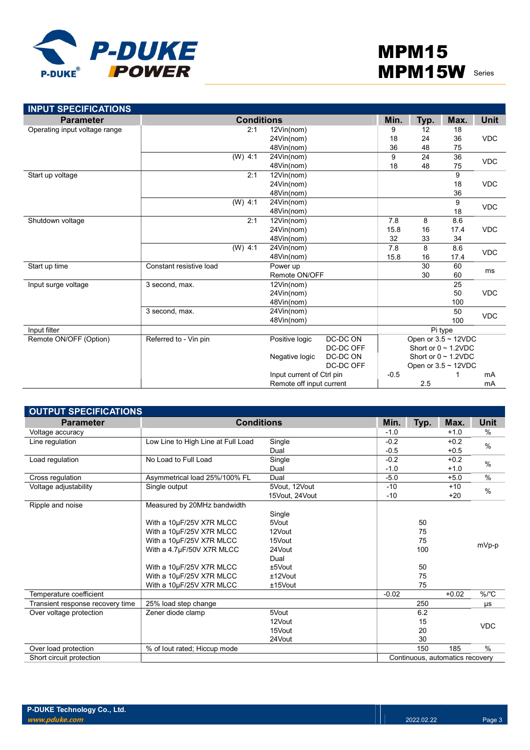# MPM15 MPM15W Series

## INPUT SPECIFICATIONS

| Parameter | Conditions | | | Min. | Typ. | Max. | Unit |
|---|---|---|---|---|---|---|---|
| Operating input voltage range | 2:1 | 12Vin(nom) | | 9 | 12 | 18 | VDC |
| | | 24Vin(nom) | | 18 | 24 | 36 | |
| | | 48Vin(nom) | | 36 | 48 | 75 | |
| | (W) 4:1 | 24Vin(nom) | | 9 | 24 | 36 | VDC |
| | | 48Vin(nom) | | 18 | 48 | 75 | |
| Start up voltage | 2:1 | 12Vin(nom) | | | | 9 | VDC |
| | | 24Vin(nom) | | | | 18 | |
| | | 48Vin(nom) | | | | 36 | |
| | (W) 4:1 | 24Vin(nom) | | | | 9 | VDC |
| | | 48Vin(nom) | | | | 18 | |
| Shutdown voltage | 2:1 | 12Vin(nom) | | 7.8 | 8 | 8.6 | VDC |
| | | 24Vin(nom) | | 15.8 | 16 | 17.4 | |
| | | 48Vin(nom) | | 32 | 33 | 34 | |
| | (W) 4:1 | 24Vin(nom) | | 7.8 | 8 | 8.6 | VDC |
| | | 48Vin(nom) | | 15.8 | 16 | 17.4 | |
| Start up time | Constant resistive load | Power up | | | 30 | 60 | ms |
| | | Remote ON/OFF | | | 30 | 60 | |
| Input surge voltage | 3 second, max. | 12Vin(nom) | | | | 25 | VDC |
| | | 24Vin(nom) | | | | 50 | |
| | | 48Vin(nom) | | | | 100 | |
| | 3 second, max. | 24Vin(nom) | | | | 50 | VDC |
| | | 48Vin(nom) | | | | 100 | |
| Input filter | | | | Pi type | | | |
| Remote ON/OFF (Option) | Referred to - Vin pin | Positive logic | DC-DC ON | Open or 3.5 ~ 12VDC | | | |
| | | | DC-DC OFF | Short or 0 ~ 1.2VDC | | | |
| | | Negative logic | DC-DC ON | Short or 0 ~ 1.2VDC | | | |
| | | | DC-DC OFF | Open or 3.5 ~ 12VDC | | | |
| | | Input current of Ctrl pin | | -0.5 | | 1 | mA |
| | | Remote off input current | | | 2.5 | | mA |

## OUTPUT SPECIFICATIONS

| Parameter | Conditions | | Min. | Typ. | Max. | Unit |
|---|---|---|---|---|---|---|
| Voltage accuracy | | | -1.0 | | +1.0 | % |
| Line regulation | Low Line to High Line at Full Load | Single | -0.2 | | +0.2 | % |
| | | Dual | -0.5 | | +0.5 | |
| Load regulation | No Load to Full Load | Single | -0.2 | | +0.2 | % |
| | | Dual | -1.0 | | +1.0 | |
| Cross regulation | Asymmetrical load 25%/100% FL | Dual | -5.0 | | +5.0 | % |
| Voltage adjustability | Single output | 5Vout, 12Vout | -10 | | +10 | % |
| | | 15Vout, 24Vout | -10 | | +20 | |
| Ripple and noise | Measured by 20MHz bandwidth | | | | | mVp-p |
| | | Single | | | | |
| | With a 10µF/25V X7R MLCC | 5Vout | | 50 | | |
| | With a 10µF/25V X7R MLCC | 12Vout | | 75 | | |
| | With a 10µF/25V X7R MLCC | 15Vout | | 75 | | |
| | With a 4.7µF/50V X7R MLCC | 24Vout | | 100 | | |
| | | Dual | | | | |
| | With a 10µF/25V X7R MLCC | ±5Vout | | 50 | | |
| | With a 10µF/25V X7R MLCC | ±12Vout | | 75 | | |
| | With a 10µF/25V X7R MLCC | ±15Vout | | 75 | | |
| Temperature coefficient | | | -0.02 | | +0.02 | %/°C |
| Transient response recovery time | 25% load step change | | | 250 | | µs |
| Over voltage protection | Zener diode clamp | 5Vout | | 6.2 | | VDC |
| | | 12Vout | | 15 | | |
| | | 15Vout | | 20 | | |
| | | 24Vout | | 30 | | |
| Over load protection | % of Iout rated; Hiccup mode | | | 150 | 185 | % |
| Short circuit protection | | | Continuous, automatics recovery | | | |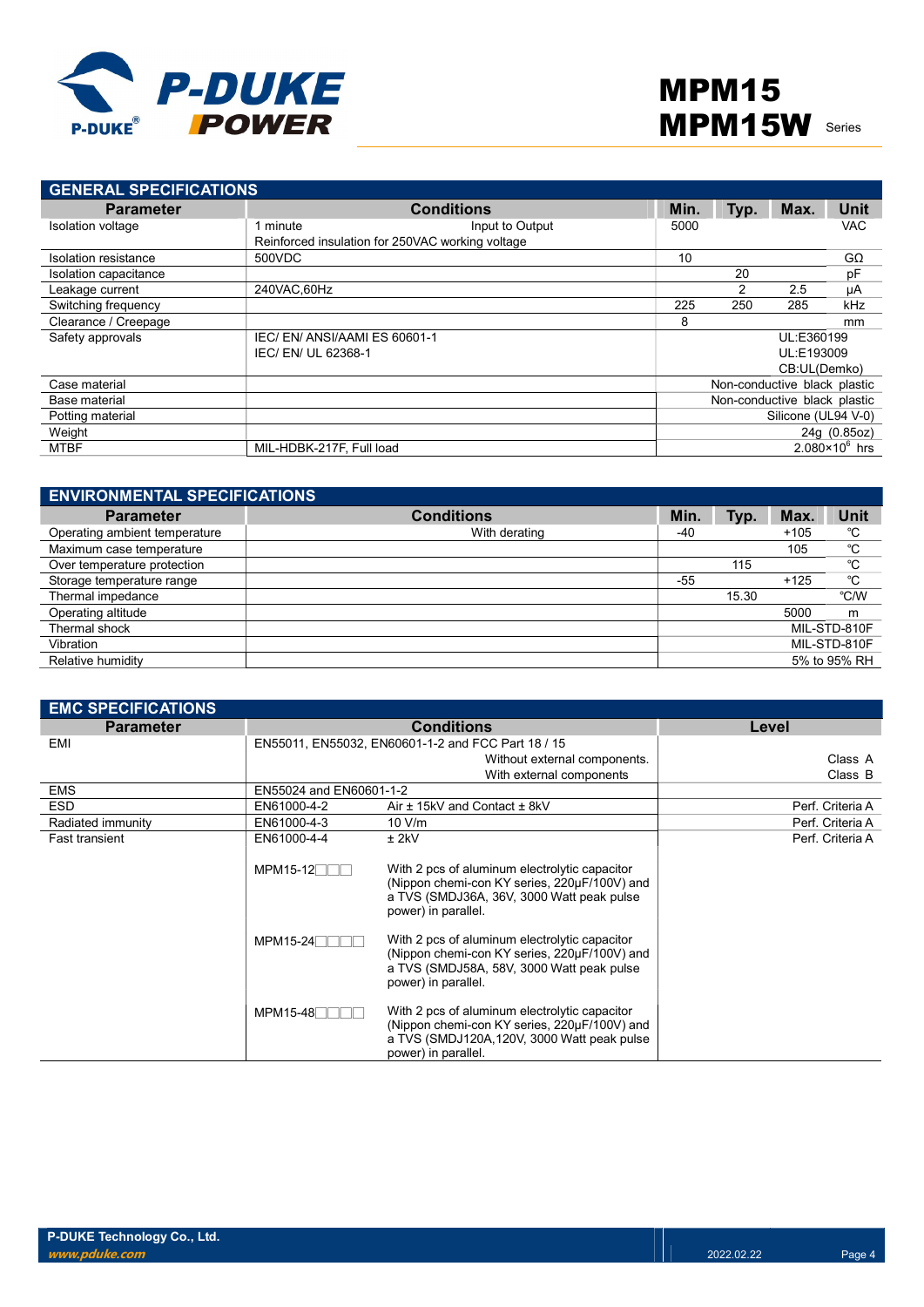# MPM15 MPM15W Series

## GENERAL SPECIFICATIONS

| Parameter | Conditions | Min. | Typ. | Max. | Unit |
|---|---|---|---|---|---|
| Isolation voltage | 1 minute Input to Output<br>Reinforced insulation for 250VAC working voltage | 5000 | | | VAC |
| Isolation resistance | 500VDC | 10 | | | GΩ |
| Isolation capacitance | | | 20 | | pF |
| Leakage current | 240VAC,60Hz | | 2 | 2.5 | μA |
| Switching frequency | | 225 | 250 | 285 | kHz |
| Clearance / Creepage | | 8 | | | mm |
| Safety approvals | IEC/ EN/ ANSI/AAMI ES 60601-1<br>IEC/ EN/ UL 62368-1 | UL:E360199<br>UL:E193009<br>CB:UL(Demko) | | | |
| Case material | | Non-conductive black plastic | | | |
| Base material | | Non-conductive black plastic | | | |
| Potting material | | Silicone (UL94 V-0) | | | |
| Weight | | 24g (0.85oz) | | | |
| MTBF | MIL-HDBK-217F, Full load | $2.080 \times 10^6$ hrs | | | |

## ENVIRONMENTAL SPECIFICATIONS

| Parameter | Conditions | Min. | Typ. | Max. | Unit |
|---|---|---|---|---|---|
| Operating ambient temperature | With derating | -40 | | +105 | ℃ |
| Maximum case temperature | | | | 105 | ℃ |
| Over temperature protection | | | 115 | | ℃ |
| Storage temperature range | | -55 | | +125 | ℃ |
| Thermal impedance | | | 15.30 | | ℃/W |
| Operating altitude | | | | 5000 | m |
| Thermal shock | | MIL-STD-810F | | | |
| Vibration | | MIL-STD-810F | | | |
| Relative humidity | | 5% to 95% RH | | | |

## EMC SPECIFICATIONS

| Parameter | Conditions | | Level |
|---|---|---|---|
| EMI | EN55011, EN55032, EN60601-1-2 and FCC Part 18 / 15 | | |
| | | Without external components. | Class A |
| | | With external components | Class B |
| EMS | EN55024 and EN60601-1-2 | | |
| ESD | EN61000-4-2 | Air ± 15kV and Contact ± 8kV | Perf. Criteria A |
| Radiated immunity | EN61000-4-3 | 10 V/m | Perf. Criteria A |
| Fast transient | EN61000-4-4 | ± 2kV | Perf. Criteria A |
| | MPM15-12□□□ | With 2 pcs of aluminum electrolytic capacitor (Nippon chemi-con KY series, 220μF/100V) and a TVS (SMDJ36A, 36V, 3000 Watt peak pulse power) in parallel. | |
| | MPM15-24□□□□ | With 2 pcs of aluminum electrolytic capacitor (Nippon chemi-con KY series, 220μF/100V) and a TVS (SMDJ58A, 58V, 3000 Watt peak pulse power) in parallel. | |
| | MPM15-48□□□□ | With 2 pcs of aluminum electrolytic capacitor (Nippon chemi-con KY series, 220μF/100V) and a TVS (SMDJ120A,120V, 3000 Watt peak pulse power) in parallel. | |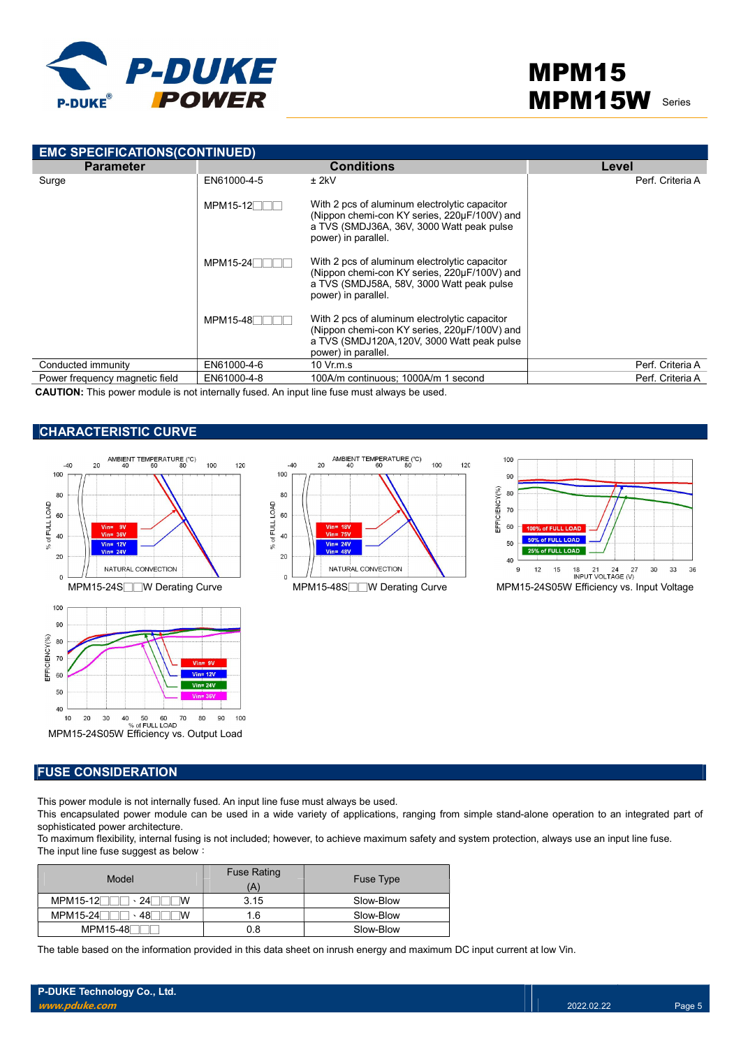## EMC SPECIFICATIONS(CONTINUED)

| Parameter | Conditions | | Level |
|---|---|---|---|
| Surge | EN61000-4-5 | ± 2kV | Perf. Criteria A |
| | MPM15-12□□□ | With 2 pcs of aluminum electrolytic capacitor (Nippon chemi-con KY series, 220μF/100V) and a TVS (SMDJ36A, 36V, 3000 Watt peak pulse power) in parallel. | |
| | MPM15-24□□□□ | With 2 pcs of aluminum electrolytic capacitor (Nippon chemi-con KY series, 220μF/100V) and a TVS (SMDJ58A, 58V, 3000 Watt peak pulse power) in parallel. | |
| | MPM15-48□□□□ | With 2 pcs of aluminum electrolytic capacitor (Nippon chemi-con KY series, 220μF/100V) and a TVS (SMDJ120A,120V, 3000 Watt peak pulse power) in parallel. | |
| Conducted immunity | EN61000-4-6 | 10 Vr.m.s | Perf. Criteria A |
| Power frequency magnetic field | EN61000-4-8 | 100A/m continuous; 1000A/m 1 second | Perf. Criteria A |

**CAUTION:** This power module is not internally fused. An input line fuse must always be used.

## CHARACTERISTIC CURVE

MPM15-24S□□W Derating Curve

MPM15-48S□□W Derating Curve

MPM15-24S05W Efficiency vs. Input Voltage

MPM15-24S05W Efficiency vs. Output Load

## FUSE CONSIDERATION

This power module is not internally fused. An input line fuse must always be used.
This encapsulated power module can be used in a wide variety of applications, ranging from simple stand-alone operation to an integrated part of sophisticated power architecture.
To maximum flexibility, internal fusing is not included; however, to achieve maximum safety and system protection, always use an input line fuse.
The input line fuse suggest as below：

| Model | Fuse Rating (A) | Fuse Type |
|---|---|---|
| MPM15-12□□□、24□□□W | 3.15 | Slow-Blow |
| MPM15-24□□□、48□□□W | 1.6 | Slow-Blow |
| MPM15-48□□□ | 0.8 | Slow-Blow |

The table based on the information provided in this data sheet on inrush energy and maximum DC input current at low Vin.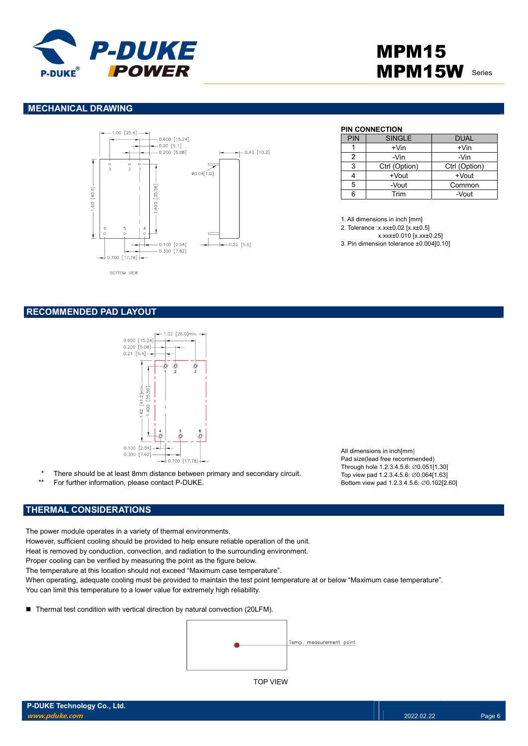## MECHANICAL DRAWING

BOTTOM VIEW

**PIN CONNECTION**

| PIN | SINGLE | DUAL |
|---|---|---|
| 1 | +Vin | +Vin |
| 2 | -Vin | -Vin |
| 3 | Ctrl (Option) | Ctrl (Option) |
| 4 | +Vout | +Vout |
| 5 | -Vout | Common |
| 6 | Trim | -Vout |

1. All dimensions in inch [mm]
2. Tolerance :x.xx±0.02 [x.x±0.5]
   x.xxx±0.010 [x.xx±0.25]
3. Pin dimension tolerance ±0.004[0.10]

## RECOMMENDED PAD LAYOUT

\* There should be at least 8mm distance between primary and secondary circuit.

\*\* For further information, please contact P-DUKE.

All dimensions in inch[mm]
Pad size(lead free recommended)
Through hole 1.2.3.4.5.6: ∅0.051[1.30]
Top view pad 1.2.3.4.5.6: ∅0.064[1.63]
Bottom view pad 1.2.3.4.5.6: ∅0.102[2.60]

## THERMAL CONSIDERATIONS

The power module operates in a variety of thermal environments.
However, sufficient cooling should be provided to help ensure reliable operation of the unit.
Heat is removed by conduction, convection, and radiation to the surrounding environment.
Proper cooling can be verified by measuring the point as the figure below.
The temperature at this location should not exceed "Maximum case temperature".
When operating, adequate cooling must be provided to maintain the test point temperature at or below "Maximum case temperature".
You can limit this temperature to a lower value for extremely high reliability.

- Thermal test condition with vertical direction by natural convection (20LFM).

Temp. measurement point

TOP VIEW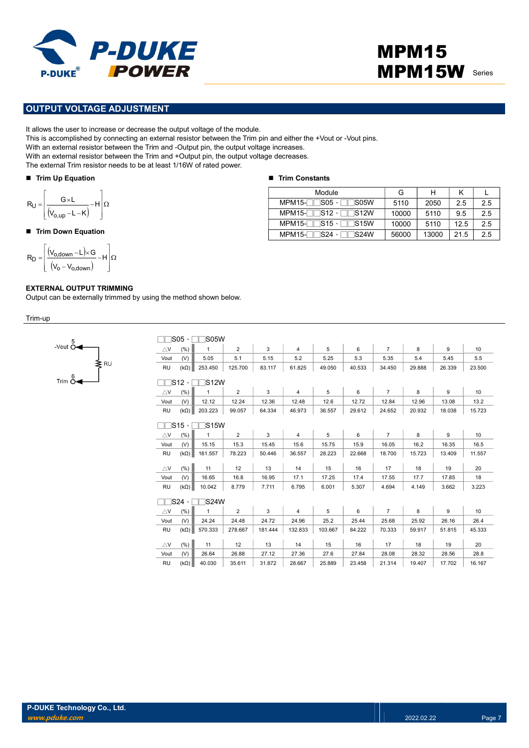## OUTPUT VOLTAGE ADJUSTMENT

It allows the user to increase or decrease the output voltage of the module.
This is accomplished by connecting an external resistor between the Trim pin and either the +Vout or -Vout pins.
With an external resistor between the Trim and -Output pin, the output voltage increases.
With an external resistor between the Trim and +Output pin, the output voltage decreases.
The external Trim resistor needs to be at least 1/16W of rated power.

■ **Trim Up Equation**

$$R_U = \left[\frac{G \times L}{(V_{o,up} - L - K)} - H\right]\Omega$$

■ **Trim Down Equation**

$$R_D = \left[\frac{(V_{o,down} - L) \times G}{(V_o - V_{o,down})} - H\right]\Omega$$

■ **Trim Constants**

| Module | G | H | K | L |
|---|---|---|---|---|
| MPM15-□□S05、□□S05W | 5110 | 2050 | 2.5 | 2.5 |
| MPM15-□□S12、□□S12W | 10000 | 5110 | 9.5 | 2.5 |
| MPM15-□□S15、□□S15W | 10000 | 5110 | 12.5 | 2.5 |
| MPM15-□□S24、□□S24W | 56000 | 13000 | 21.5 | 2.5 |

**EXTERNAL OUTPUT TRIMMING**
Output can be externally trimmed by using the method shown below.

Trim-up

(Circuit: RU connected between -Vout (pin 5) and Trim (pin 6))

□□S05、□□S05W

| △V (%) | 1 | 2 | 3 | 4 | 5 | 6 | 7 | 8 | 9 | 10 |
|---|---|---|---|---|---|---|---|---|---|---|
| Vout (V) | 5.05 | 5.1 | 5.15 | 5.2 | 5.25 | 5.3 | 5.35 | 5.4 | 5.45 | 5.5 |
| RU (kΩ) | 253.450 | 125.700 | 83.117 | 61.825 | 49.050 | 40.533 | 34.450 | 29.888 | 26.339 | 23.500 |

□□S12、□□S12W

| △V (%) | 1 | 2 | 3 | 4 | 5 | 6 | 7 | 8 | 9 | 10 |
|---|---|---|---|---|---|---|---|---|---|---|
| Vout (V) | 12.12 | 12.24 | 12.36 | 12.48 | 12.6 | 12.72 | 12.84 | 12.96 | 13.08 | 13.2 |
| RU (kΩ) | 203.223 | 99.057 | 64.334 | 46.973 | 36.557 | 29.612 | 24.652 | 20.932 | 18.038 | 15.723 |

□□S15、□□S15W

| △V (%) | 1 | 2 | 3 | 4 | 5 | 6 | 7 | 8 | 9 | 10 |
|---|---|---|---|---|---|---|---|---|---|---|
| Vout (V) | 15.15 | 15.3 | 15.45 | 15.6 | 15.75 | 15.9 | 16.05 | 16.2 | 16.35 | 16.5 |
| RU (kΩ) | 161.557 | 78.223 | 50.446 | 36.557 | 28.223 | 22.668 | 18.700 | 15.723 | 13.409 | 11.557 |

| △V (%) | 11 | 12 | 13 | 14 | 15 | 16 | 17 | 18 | 19 | 20 |
|---|---|---|---|---|---|---|---|---|---|---|
| Vout (V) | 16.65 | 16.8 | 16.95 | 17.1 | 17.25 | 17.4 | 17.55 | 17.7 | 17.85 | 18 |
| RU (kΩ) | 10.042 | 8.779 | 7.711 | 6.795 | 6.001 | 5.307 | 4.694 | 4.149 | 3.662 | 3.223 |

□□S24、□□S24W

| △V (%) | 1 | 2 | 3 | 4 | 5 | 6 | 7 | 8 | 9 | 10 |
|---|---|---|---|---|---|---|---|---|---|---|
| Vout (V) | 24.24 | 24.48 | 24.72 | 24.96 | 25.2 | 25.44 | 25.68 | 25.92 | 26.16 | 26.4 |
| RU (kΩ) | 570.333 | 278.667 | 181.444 | 132.833 | 103.667 | 84.222 | 70.333 | 59.917 | 51.815 | 45.333 |

| △V (%) | 11 | 12 | 13 | 14 | 15 | 16 | 17 | 18 | 19 | 20 |
|---|---|---|---|---|---|---|---|---|---|---|
| Vout (V) | 26.64 | 26.88 | 27.12 | 27.36 | 27.6 | 27.84 | 28.08 | 28.32 | 28.56 | 28.8 |
| RU (kΩ) | 40.030 | 35.611 | 31.872 | 28.667 | 25.889 | 23.458 | 21.314 | 19.407 | 17.702 | 16.167 |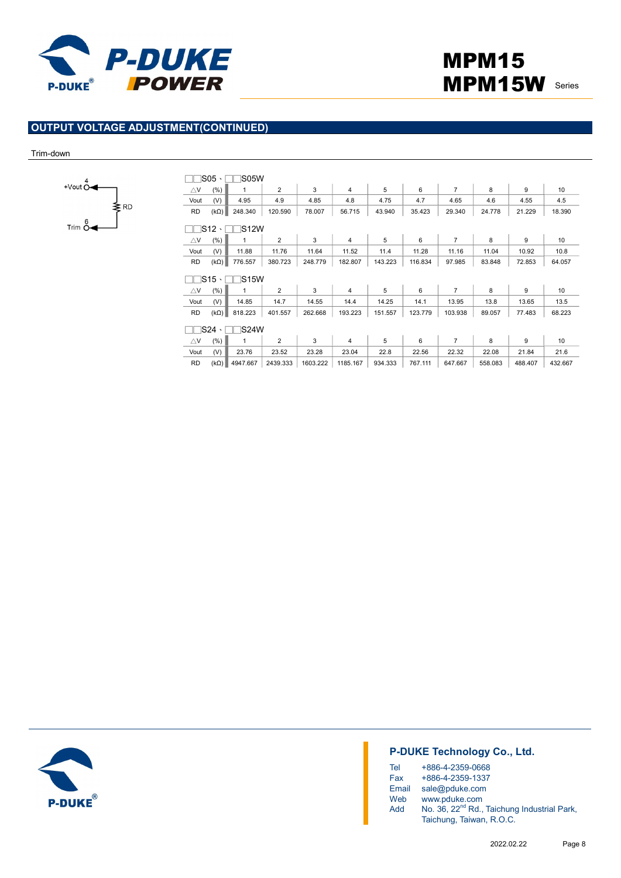## OUTPUT VOLTAGE ADJUSTMENT(CONTINUED)

Trim-down

+Vout 4

RD

Trim 6

□□S05、□□S05W

| △V | (%) | 1 | 2 | 3 | 4 | 5 | 6 | 7 | 8 | 9 | 10 |
|---|---|---|---|---|---|---|---|---|---|---|---|
| Vout | (V) | 4.95 | 4.9 | 4.85 | 4.8 | 4.75 | 4.7 | 4.65 | 4.6 | 4.55 | 4.5 |
| RD | (kΩ) | 248.340 | 120.590 | 78.007 | 56.715 | 43.940 | 35.423 | 29.340 | 24.778 | 21.229 | 18.390 |

□□S12、□□S12W

| △V | (%) | 1 | 2 | 3 | 4 | 5 | 6 | 7 | 8 | 9 | 10 |
|---|---|---|---|---|---|---|---|---|---|---|---|
| Vout | (V) | 11.88 | 11.76 | 11.64 | 11.52 | 11.4 | 11.28 | 11.16 | 11.04 | 10.92 | 10.8 |
| RD | (kΩ) | 776.557 | 380.723 | 248.779 | 182.807 | 143.223 | 116.834 | 97.985 | 83.848 | 72.853 | 64.057 |

□□S15、□□S15W

| △V | (%) | 1 | 2 | 3 | 4 | 5 | 6 | 7 | 8 | 9 | 10 |
|---|---|---|---|---|---|---|---|---|---|---|---|
| Vout | (V) | 14.85 | 14.7 | 14.55 | 14.4 | 14.25 | 14.1 | 13.95 | 13.8 | 13.65 | 13.5 |
| RD | (kΩ) | 818.223 | 401.557 | 262.668 | 193.223 | 151.557 | 123.779 | 103.938 | 89.057 | 77.483 | 68.223 |

□□S24、□□S24W

| △V | (%) | 1 | 2 | 3 | 4 | 5 | 6 | 7 | 8 | 9 | 10 |
|---|---|---|---|---|---|---|---|---|---|---|---|
| Vout | (V) | 23.76 | 23.52 | 23.28 | 23.04 | 22.8 | 22.56 | 22.32 | 22.08 | 21.84 | 21.6 |
| RD | (kΩ) | 4947.667 | 2439.333 | 1603.222 | 1185.167 | 934.333 | 767.111 | 647.667 | 558.083 | 488.407 | 432.667 |

**P-DUKE Technology Co., Ltd.**

Tel +886-4-2359-0668
Fax +886-4-2359-1337
Email sale@pduke.com
Web www.pduke.com
Add No. 36, 22nd Rd., Taichung Industrial Park, Taichung, Taiwan, R.O.C.

2022.02.22